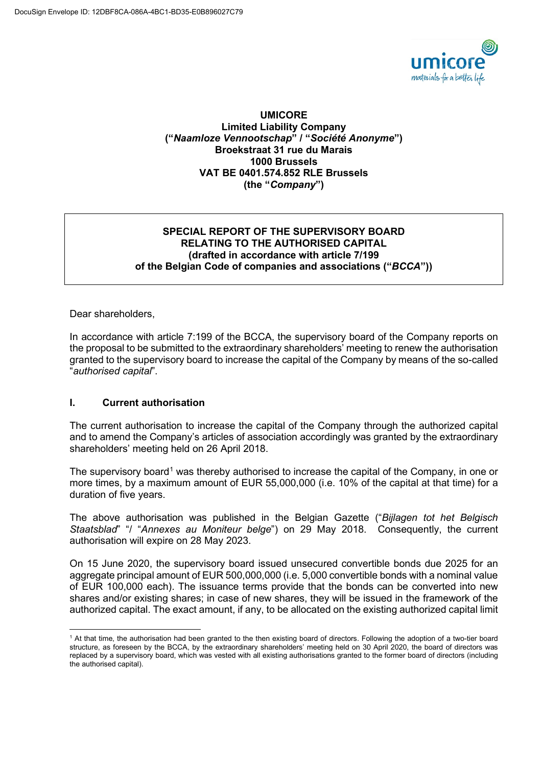DocuSign Envelope ID: 12DBF8CA-086A-4BC1-BD35-E0B896027C79

**UMICORE**
**Limited Liability Company**
**("*Naamloze Vennootschap*" / "*Société Anonyme*")**
**Broekstraat 31 rue du Marais**
**1000 Brussels**
**VAT BE 0401.574.852 RLE Brussels**
**(the "*Company*")**

**SPECIAL REPORT OF THE SUPERVISORY BOARD**
**RELATING TO THE AUTHORISED CAPITAL**
**(drafted in accordance with article 7/199**
**of the Belgian Code of companies and associations ("*BCCA*"))**

Dear shareholders,

In accordance with article 7:199 of the BCCA, the supervisory board of the Company reports on the proposal to be submitted to the extraordinary shareholders' meeting to renew the authorisation granted to the supervisory board to increase the capital of the Company by means of the so-called "*authorised capital*".

## I. Current authorisation

The current authorisation to increase the capital of the Company through the authorized capital and to amend the Company's articles of association accordingly was granted by the extraordinary shareholders' meeting held on 26 April 2018.

The supervisory board[1] was thereby authorised to increase the capital of the Company, in one or more times, by a maximum amount of EUR 55,000,000 (i.e. 10% of the capital at that time) for a duration of five years.

The above authorisation was published in the Belgian Gazette ("*Bijlagen tot het Belgisch Staatsblad*" "/ "*Annexes au Moniteur belge*") on 29 May 2018. Consequently, the current authorisation will expire on 28 May 2023.

On 15 June 2020, the supervisory board issued unsecured convertible bonds due 2025 for an aggregate principal amount of EUR 500,000,000 (i.e. 5,000 convertible bonds with a nominal value of EUR 100,000 each). The issuance terms provide that the bonds can be converted into new shares and/or existing shares; in case of new shares, they will be issued in the framework of the authorized capital. The exact amount, if any, to be allocated on the existing authorized capital limit

[1] At that time, the authorisation had been granted to the then existing board of directors. Following the adoption of a two-tier board structure, as foreseen by the BCCA, by the extraordinary shareholders' meeting held on 30 April 2020, the board of directors was replaced by a supervisory board, which was vested with all existing authorisations granted to the former board of directors (including the authorised capital).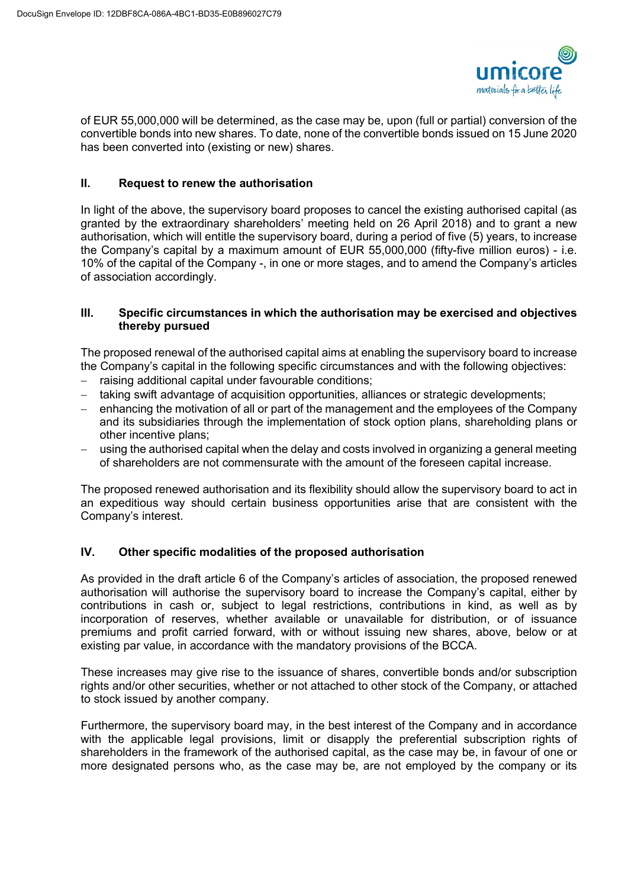of EUR 55,000,000 will be determined, as the case may be, upon (full or partial) conversion of the convertible bonds into new shares. To date, none of the convertible bonds issued on 15 June 2020 has been converted into (existing or new) shares.

## II. Request to renew the authorisation

In light of the above, the supervisory board proposes to cancel the existing authorised capital (as granted by the extraordinary shareholders' meeting held on 26 April 2018) and to grant a new authorisation, which will entitle the supervisory board, during a period of five (5) years, to increase the Company's capital by a maximum amount of EUR 55,000,000 (fifty-five million euros) - i.e. 10% of the capital of the Company -, in one or more stages, and to amend the Company's articles of association accordingly.

## III. Specific circumstances in which the authorisation may be exercised and objectives thereby pursued

The proposed renewal of the authorised capital aims at enabling the supervisory board to increase the Company's capital in the following specific circumstances and with the following objectives:

- raising additional capital under favourable conditions;
- taking swift advantage of acquisition opportunities, alliances or strategic developments;
- enhancing the motivation of all or part of the management and the employees of the Company and its subsidiaries through the implementation of stock option plans, shareholding plans or other incentive plans;
- using the authorised capital when the delay and costs involved in organizing a general meeting of shareholders are not commensurate with the amount of the foreseen capital increase.

The proposed renewed authorisation and its flexibility should allow the supervisory board to act in an expeditious way should certain business opportunities arise that are consistent with the Company's interest.

## IV. Other specific modalities of the proposed authorisation

As provided in the draft article 6 of the Company's articles of association, the proposed renewed authorisation will authorise the supervisory board to increase the Company's capital, either by contributions in cash or, subject to legal restrictions, contributions in kind, as well as by incorporation of reserves, whether available or unavailable for distribution, or of issuance premiums and profit carried forward, with or without issuing new shares, above, below or at existing par value, in accordance with the mandatory provisions of the BCCA.

These increases may give rise to the issuance of shares, convertible bonds and/or subscription rights and/or other securities, whether or not attached to other stock of the Company, or attached to stock issued by another company.

Furthermore, the supervisory board may, in the best interest of the Company and in accordance with the applicable legal provisions, limit or disapply the preferential subscription rights of shareholders in the framework of the authorised capital, as the case may be, in favour of one or more designated persons who, as the case may be, are not employed by the company or its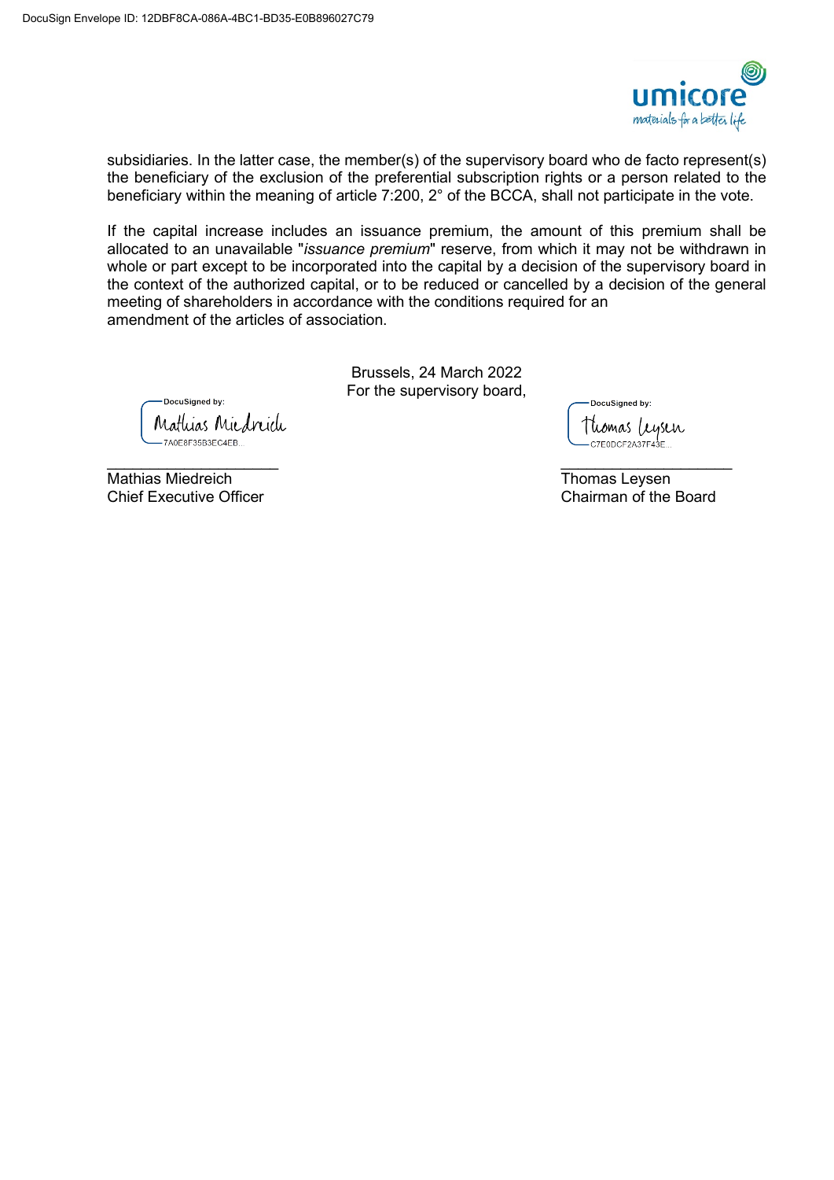subsidiaries. In the latter case, the member(s) of the supervisory board who de facto represent(s) the beneficiary of the exclusion of the preferential subscription rights or a person related to the beneficiary within the meaning of article 7:200, 2° of the BCCA, shall not participate in the vote.

If the capital increase includes an issuance premium, the amount of this premium shall be allocated to an unavailable "*issuance premium*" reserve, from which it may not be withdrawn in whole or part except to be incorporated into the capital by a decision of the supervisory board in the context of the authorized capital, or to be reduced or cancelled by a decision of the general meeting of shareholders in accordance with the conditions required for an amendment of the articles of association.

Brussels, 24 March 2022
For the supervisory board,

DocuSigned by:
Mathias Miedreich
7A0E8F35B3EC4EB...

_____________________
Mathias Miedreich
Chief Executive Officer

DocuSigned by:
Thomas Leysen
C7E0DCF2A37F43E...

_____________________
Thomas Leysen
Chairman of the Board